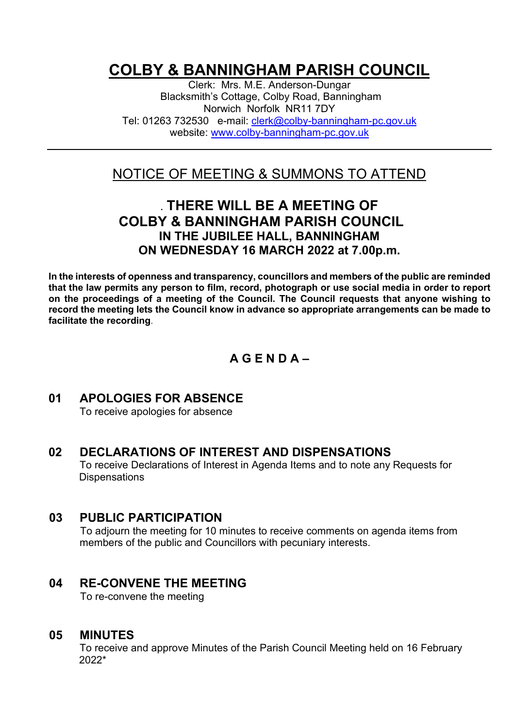# COLBY & BANNINGHAM PARISH COUNCIL

Clerk: Mrs. M.E. Anderson-Dungar
Blacksmith's Cottage, Colby Road, Banningham
Norwich Norfolk NR11 7DY
Tel: 01263 732530 e-mail: clerk@colby-banningham-pc.gov.uk
website: www.colby-banningham-pc.gov.uk

---

## NOTICE OF MEETING & SUMMONS TO ATTEND

**. THERE WILL BE A MEETING OF**
**COLBY & BANNINGHAM PARISH COUNCIL**
**IN THE JUBILEE HALL, BANNINGHAM**
**ON WEDNESDAY 16 MARCH 2022 at 7.00p.m.**

**In the interests of openness and transparency, councillors and members of the public are reminded that the law permits any person to film, record, photograph or use social media in order to report on the proceedings of a meeting of the Council. The Council requests that anyone wishing to record the meeting lets the Council know in advance so appropriate arrangements can be made to facilitate the recording**.

## A G E N D A –

### 01 APOLOGIES FOR ABSENCE

To receive apologies for absence

### 02 DECLARATIONS OF INTEREST AND DISPENSATIONS

To receive Declarations of Interest in Agenda Items and to note any Requests for Dispensations

### 03 PUBLIC PARTICIPATION

To adjourn the meeting for 10 minutes to receive comments on agenda items from members of the public and Councillors with pecuniary interests.

### 04 RE-CONVENE THE MEETING

To re-convene the meeting

### 05 MINUTES

To receive and approve Minutes of the Parish Council Meeting held on 16 February 2022*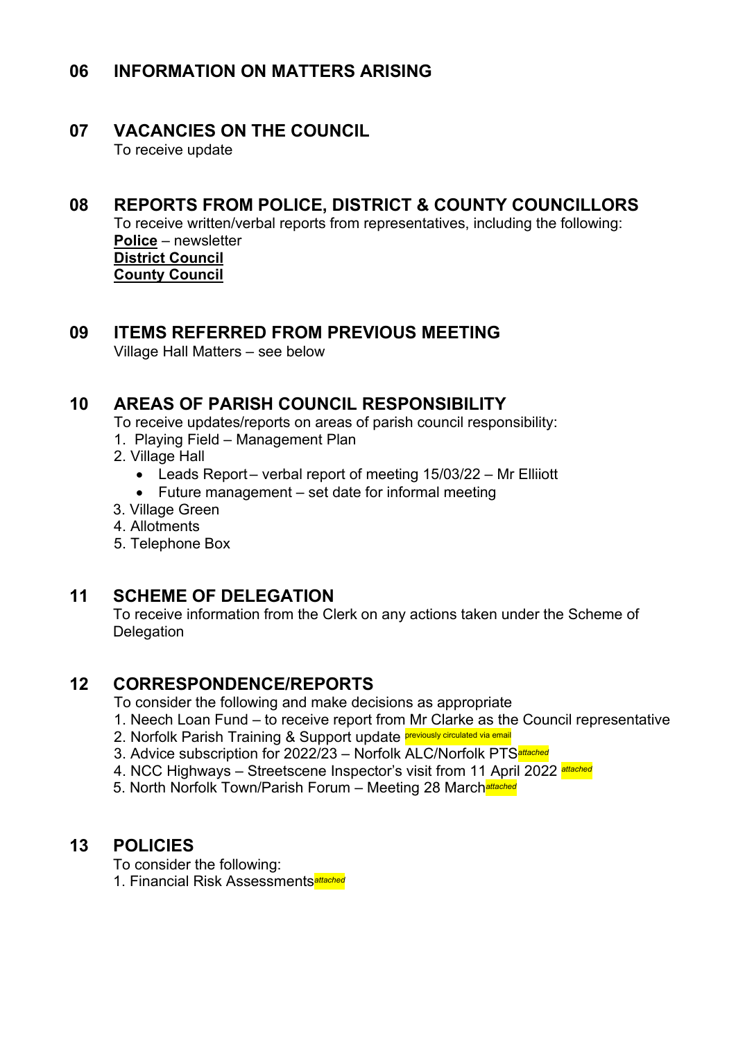## 06 INFORMATION ON MATTERS ARISING

## 07 VACANCIES ON THE COUNCIL

To receive update

## 08 REPORTS FROM POLICE, DISTRICT & COUNTY COUNCILLORS

To receive written/verbal reports from representatives, including the following:

**Police** – newsletter
**District Council**
**County Council**

## 09 ITEMS REFERRED FROM PREVIOUS MEETING

Village Hall Matters – see below

## 10 AREAS OF PARISH COUNCIL RESPONSIBILITY

To receive updates/reports on areas of parish council responsibility:

1. Playing Field – Management Plan
2. Village Hall
   - Leads Report – verbal report of meeting 15/03/22 – Mr Elliiott
   - Future management – set date for informal meeting
3. Village Green
4. Allotments
5. Telephone Box

## 11 SCHEME OF DELEGATION

To receive information from the Clerk on any actions taken under the Scheme of Delegation

## 12 CORRESPONDENCE/REPORTS

To consider the following and make decisions as appropriate

1. Neech Loan Fund – to receive report from Mr Clarke as the Council representative
2. Norfolk Parish Training & Support update *previously circulated via email*
3. Advice subscription for 2022/23 – Norfolk ALC/Norfolk PTS *attached*
4. NCC Highways – Streetscene Inspector's visit from 11 April 2022 *attached*
5. North Norfolk Town/Parish Forum – Meeting 28 March *attached*

## 13 POLICIES

To consider the following:

1. Financial Risk Assessments *attached*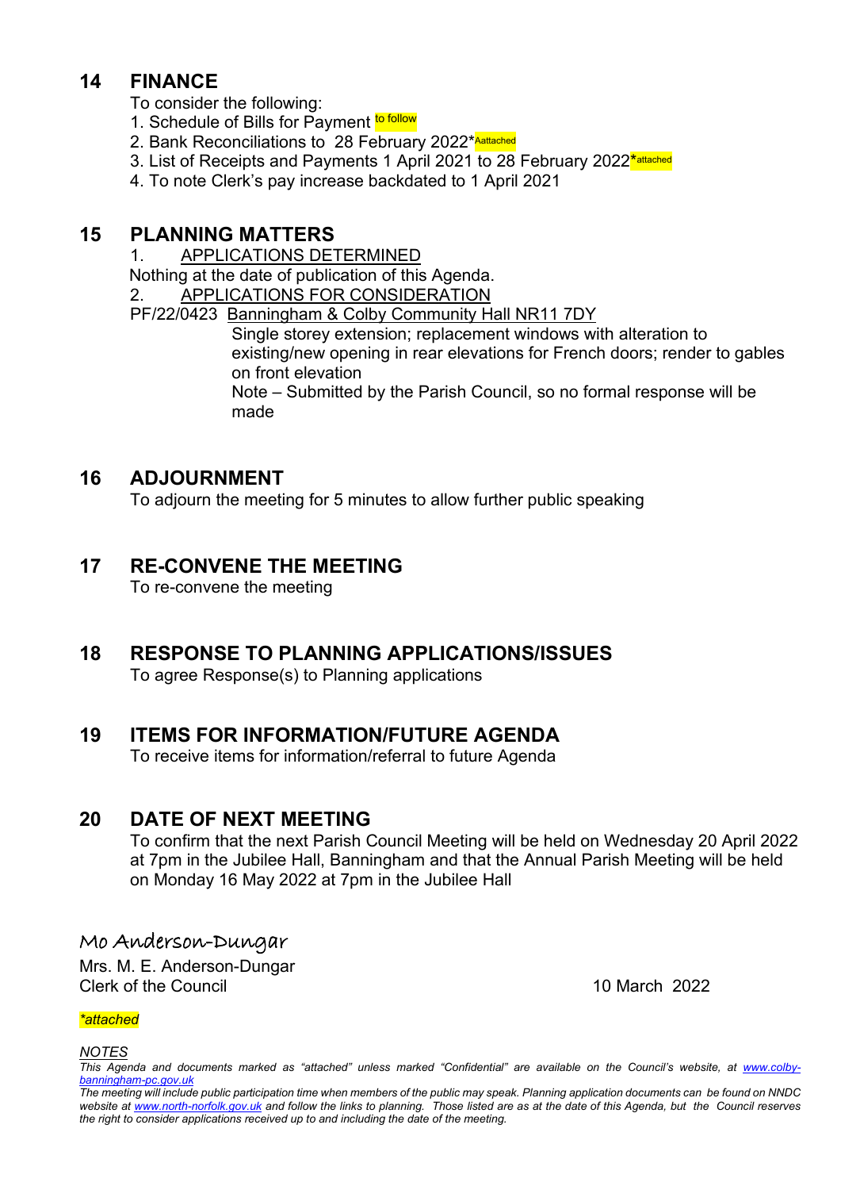## 14 FINANCE

To consider the following:

1. Schedule of Bills for Payment to follow
2. Bank Reconciliations to 28 February 2022*Aattached
3. List of Receipts and Payments 1 April 2021 to 28 February 2022*attached
4. To note Clerk's pay increase backdated to 1 April 2021

## 15 PLANNING MATTERS

1. APPLICATIONS DETERMINED

Nothing at the date of publication of this Agenda.

2. APPLICATIONS FOR CONSIDERATION

PF/22/0423 Banningham & Colby Community Hall NR11 7DY

Single storey extension; replacement windows with alteration to existing/new opening in rear elevations for French doors; render to gables on front elevation

Note – Submitted by the Parish Council, so no formal response will be made

## 16 ADJOURNMENT

To adjourn the meeting for 5 minutes to allow further public speaking

## 17 RE-CONVENE THE MEETING

To re-convene the meeting

## 18 RESPONSE TO PLANNING APPLICATIONS/ISSUES

To agree Response(s) to Planning applications

## 19 ITEMS FOR INFORMATION/FUTURE AGENDA

To receive items for information/referral to future Agenda

## 20 DATE OF NEXT MEETING

To confirm that the next Parish Council Meeting will be held on Wednesday 20 April 2022 at 7pm in the Jubilee Hall, Banningham and that the Annual Parish Meeting will be held on Monday 16 May 2022 at 7pm in the Jubilee Hall

*Mo Anderson-Dungar*

Mrs. M. E. Anderson-Dungar
Clerk of the Council

10 March 2022

**\*attached**

*NOTES*

*This Agenda and documents marked as "attached" unless marked "Confidential" are available on the Council's website, at www.colby-banningham-pc.gov.uk*

*The meeting will include public participation time when members of the public may speak. Planning application documents can be found on NNDC website at www.north-norfolk.gov.uk and follow the links to planning. Those listed are as at the date of this Agenda, but the Council reserves the right to consider applications received up to and including the date of the meeting.*